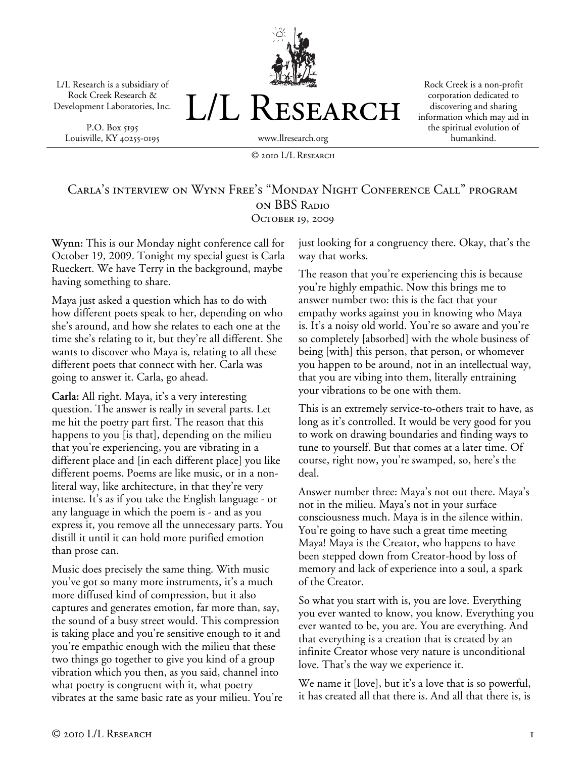L/L Research is a subsidiary of Rock Creek Research & Development Laboratories, Inc.

P.O. Box 5195
Louisville, KY 40255-0195

# L/L Research

www.llresearch.org

Rock Creek is a non-profit corporation dedicated to discovering and sharing information which may aid in the spiritual evolution of humankind.

© 2010 L/L Research

## Carla's interview on Wynn Free's "Monday Night Conference Call" program on BBS Radio

### October 19, 2009

**Wynn:** This is our Monday night conference call for October 19, 2009. Tonight my special guest is Carla Rueckert. We have Terry in the background, maybe having something to share.

Maya just asked a question which has to do with how different poets speak to her, depending on who she's around, and how she relates to each one at the time she's relating to it, but they're all different. She wants to discover who Maya is, relating to all these different poets that connect with her. Carla was going to answer it. Carla, go ahead.

**Carla:** All right. Maya, it's a very interesting question. The answer is really in several parts. Let me hit the poetry part first. The reason that this happens to you [is that], depending on the milieu that you're experiencing, you are vibrating in a different place and [in each different place] you like different poems. Poems are like music, or in a non-literal way, like architecture, in that they're very intense. It's as if you take the English language - or any language in which the poem is - and as you express it, you remove all the unnecessary parts. You distill it until it can hold more purified emotion than prose can.

Music does precisely the same thing. With music you've got so many more instruments, it's a much more diffused kind of compression, but it also captures and generates emotion, far more than, say, the sound of a busy street would. This compression is taking place and you're sensitive enough to it and you're empathic enough with the milieu that these two things go together to give you kind of a group vibration which you then, as you said, channel into what poetry is congruent with it, what poetry vibrates at the same basic rate as your milieu. You're just looking for a congruency there. Okay, that's the way that works.

The reason that you're experiencing this is because you're highly empathic. Now this brings me to answer number two: this is the fact that your empathy works against you in knowing who Maya is. It's a noisy old world. You're so aware and you're so completely [absorbed] with the whole business of being [with] this person, that person, or whomever you happen to be around, not in an intellectual way, that you are vibing into them, literally entraining your vibrations to be one with them.

This is an extremely service-to-others trait to have, as long as it's controlled. It would be very good for you to work on drawing boundaries and finding ways to tune to yourself. But that comes at a later time. Of course, right now, you're swamped, so, here's the deal.

Answer number three: Maya's not out there. Maya's not in the milieu. Maya's not in your surface consciousness much. Maya is in the silence within. You're going to have such a great time meeting Maya! Maya is the Creator, who happens to have been stepped down from Creator-hood by loss of memory and lack of experience into a soul, a spark of the Creator.

So what you start with is, you are love. Everything you ever wanted to know, you know. Everything you ever wanted to be, you are. You are everything. And that everything is a creation that is created by an infinite Creator whose very nature is unconditional love. That's the way we experience it.

We name it [love], but it's a love that is so powerful, it has created all that there is. And all that there is, is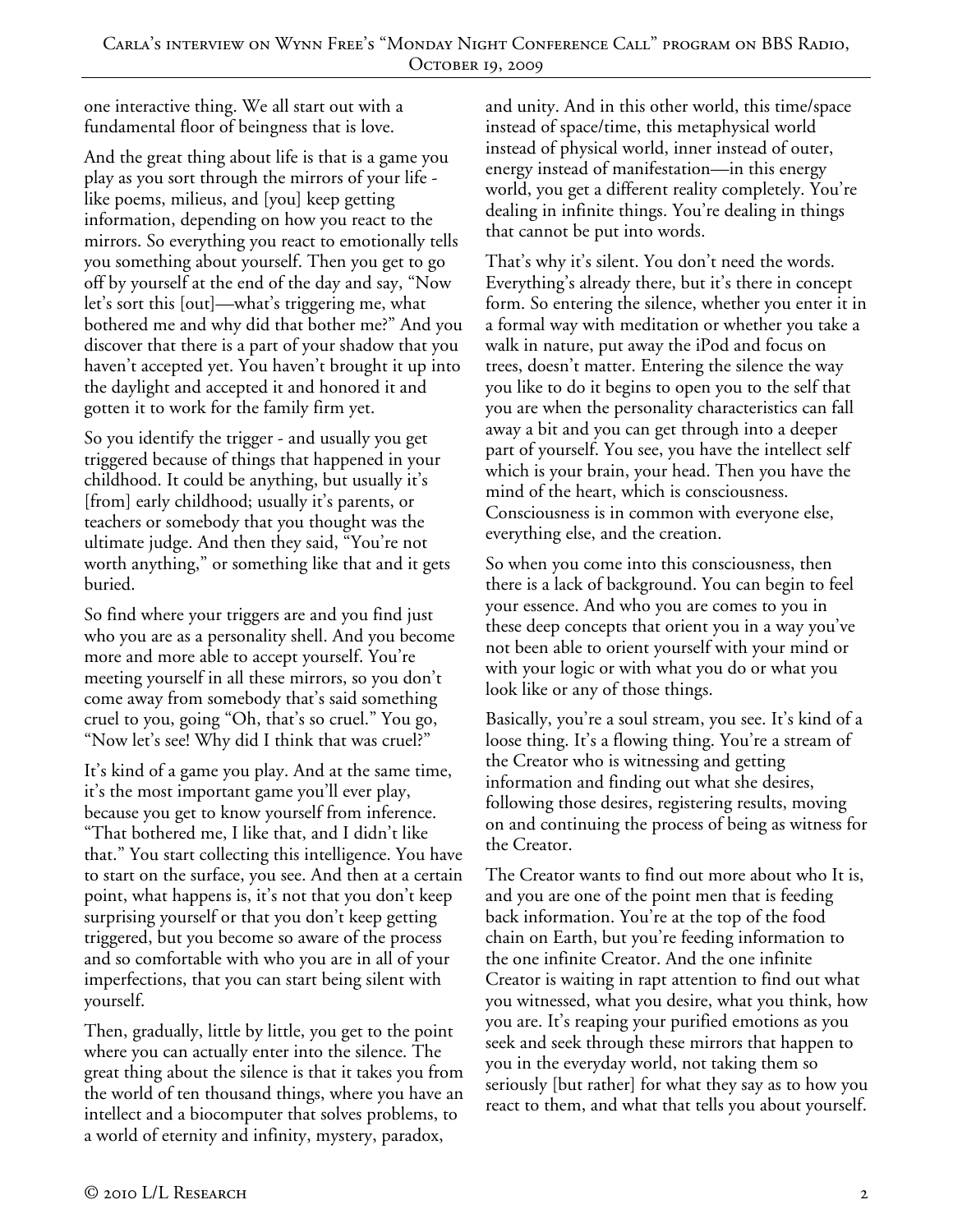one interactive thing. We all start out with a fundamental floor of beingness that is love.

And the great thing about life is that is a game you play as you sort through the mirrors of your life - like poems, milieus, and [you] keep getting information, depending on how you react to the mirrors. So everything you react to emotionally tells you something about yourself. Then you get to go off by yourself at the end of the day and say, "Now let's sort this [out]—what's triggering me, what bothered me and why did that bother me?" And you discover that there is a part of your shadow that you haven't accepted yet. You haven't brought it up into the daylight and accepted it and honored it and gotten it to work for the family firm yet.

So you identify the trigger - and usually you get triggered because of things that happened in your childhood. It could be anything, but usually it's [from] early childhood; usually it's parents, or teachers or somebody that you thought was the ultimate judge. And then they said, "You're not worth anything," or something like that and it gets buried.

So find where your triggers are and you find just who you are as a personality shell. And you become more and more able to accept yourself. You're meeting yourself in all these mirrors, so you don't come away from somebody that's said something cruel to you, going "Oh, that's so cruel." You go, "Now let's see! Why did I think that was cruel?"

It's kind of a game you play. And at the same time, it's the most important game you'll ever play, because you get to know yourself from inference. "That bothered me, I like that, and I didn't like that." You start collecting this intelligence. You have to start on the surface, you see. And then at a certain point, what happens is, it's not that you don't keep surprising yourself or that you don't keep getting triggered, but you become so aware of the process and so comfortable with who you are in all of your imperfections, that you can start being silent with yourself.

Then, gradually, little by little, you get to the point where you can actually enter into the silence. The great thing about the silence is that it takes you from the world of ten thousand things, where you have an intellect and a biocomputer that solves problems, to a world of eternity and infinity, mystery, paradox, and unity. And in this other world, this time/space instead of space/time, this metaphysical world instead of physical world, inner instead of outer, energy instead of manifestation—in this energy world, you get a different reality completely. You're dealing in infinite things. You're dealing in things that cannot be put into words.

That's why it's silent. You don't need the words. Everything's already there, but it's there in concept form. So entering the silence, whether you enter it in a formal way with meditation or whether you take a walk in nature, put away the iPod and focus on trees, doesn't matter. Entering the silence the way you like to do it begins to open you to the self that you are when the personality characteristics can fall away a bit and you can get through into a deeper part of yourself. You see, you have the intellect self which is your brain, your head. Then you have the mind of the heart, which is consciousness. Consciousness is in common with everyone else, everything else, and the creation.

So when you come into this consciousness, then there is a lack of background. You can begin to feel your essence. And who you are comes to you in these deep concepts that orient you in a way you've not been able to orient yourself with your mind or with your logic or with what you do or what you look like or any of those things.

Basically, you're a soul stream, you see. It's kind of a loose thing. It's a flowing thing. You're a stream of the Creator who is witnessing and getting information and finding out what she desires, following those desires, registering results, moving on and continuing the process of being as witness for the Creator.

The Creator wants to find out more about who It is, and you are one of the point men that is feeding back information. You're at the top of the food chain on Earth, but you're feeding information to the one infinite Creator. And the one infinite Creator is waiting in rapt attention to find out what you witnessed, what you desire, what you think, how you are. It's reaping your purified emotions as you seek and seek through these mirrors that happen to you in the everyday world, not taking them so seriously [but rather] for what they say as to how you react to them, and what that tells you about yourself.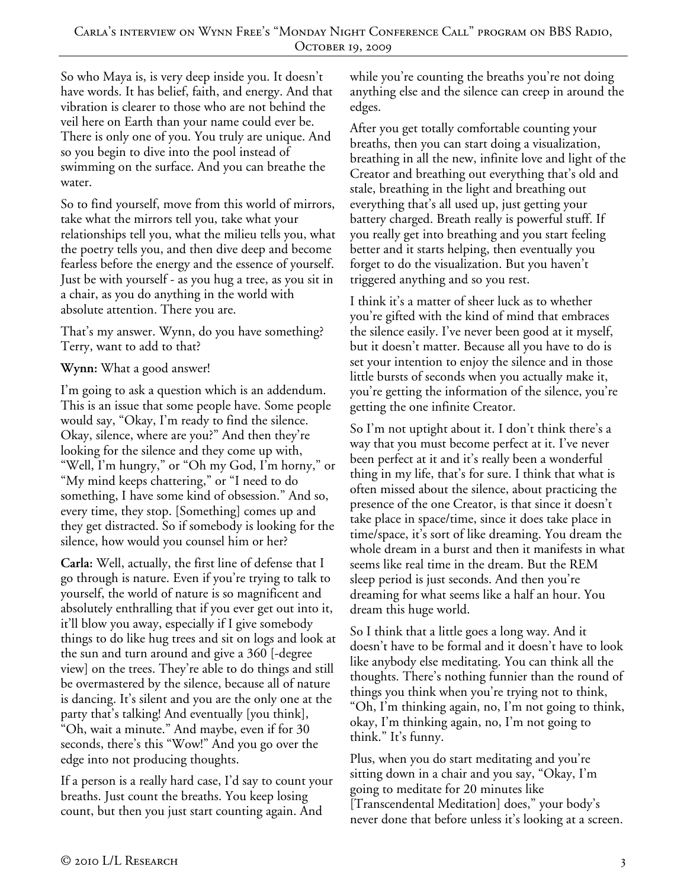So who Maya is, is very deep inside you. It doesn't have words. It has belief, faith, and energy. And that vibration is clearer to those who are not behind the veil here on Earth than your name could ever be. There is only one of you. You truly are unique. And so you begin to dive into the pool instead of swimming on the surface. And you can breathe the water.

So to find yourself, move from this world of mirrors, take what the mirrors tell you, take what your relationships tell you, what the milieu tells you, what the poetry tells you, and then dive deep and become fearless before the energy and the essence of yourself. Just be with yourself - as you hug a tree, as you sit in a chair, as you do anything in the world with absolute attention. There you are.

That's my answer. Wynn, do you have something? Terry, want to add to that?

**Wynn:** What a good answer!

I'm going to ask a question which is an addendum. This is an issue that some people have. Some people would say, "Okay, I'm ready to find the silence. Okay, silence, where are you?" And then they're looking for the silence and they come up with, "Well, I'm hungry," or "Oh my God, I'm horny," or "My mind keeps chattering," or "I need to do something, I have some kind of obsession." And so, every time, they stop. [Something] comes up and they get distracted. So if somebody is looking for the silence, how would you counsel him or her?

**Carla:** Well, actually, the first line of defense that I go through is nature. Even if you're trying to talk to yourself, the world of nature is so magnificent and absolutely enthralling that if you ever get out into it, it'll blow you away, especially if I give somebody things to do like hug trees and sit on logs and look at the sun and turn around and give a 360 [-degree view] on the trees. They're able to do things and still be overmastered by the silence, because all of nature is dancing. It's silent and you are the only one at the party that's talking! And eventually [you think], "Oh, wait a minute." And maybe, even if for 30 seconds, there's this "Wow!" And you go over the edge into not producing thoughts.

If a person is a really hard case, I'd say to count your breaths. Just count the breaths. You keep losing count, but then you just start counting again. And while you're counting the breaths you're not doing anything else and the silence can creep in around the edges.

After you get totally comfortable counting your breaths, then you can start doing a visualization, breathing in all the new, infinite love and light of the Creator and breathing out everything that's old and stale, breathing in the light and breathing out everything that's all used up, just getting your battery charged. Breath really is powerful stuff. If you really get into breathing and you start feeling better and it starts helping, then eventually you forget to do the visualization. But you haven't triggered anything and so you rest.

I think it's a matter of sheer luck as to whether you're gifted with the kind of mind that embraces the silence easily. I've never been good at it myself, but it doesn't matter. Because all you have to do is set your intention to enjoy the silence and in those little bursts of seconds when you actually make it, you're getting the information of the silence, you're getting the one infinite Creator.

So I'm not uptight about it. I don't think there's a way that you must become perfect at it. I've never been perfect at it and it's really been a wonderful thing in my life, that's for sure. I think that what is often missed about the silence, about practicing the presence of the one Creator, is that since it doesn't take place in space/time, since it does take place in time/space, it's sort of like dreaming. You dream the whole dream in a burst and then it manifests in what seems like real time in the dream. But the REM sleep period is just seconds. And then you're dreaming for what seems like a half an hour. You dream this huge world.

So I think that a little goes a long way. And it doesn't have to be formal and it doesn't have to look like anybody else meditating. You can think all the thoughts. There's nothing funnier than the round of things you think when you're trying not to think, "Oh, I'm thinking again, no, I'm not going to think, okay, I'm thinking again, no, I'm not going to think." It's funny.

Plus, when you do start meditating and you're sitting down in a chair and you say, "Okay, I'm going to meditate for 20 minutes like [Transcendental Meditation] does," your body's never done that before unless it's looking at a screen.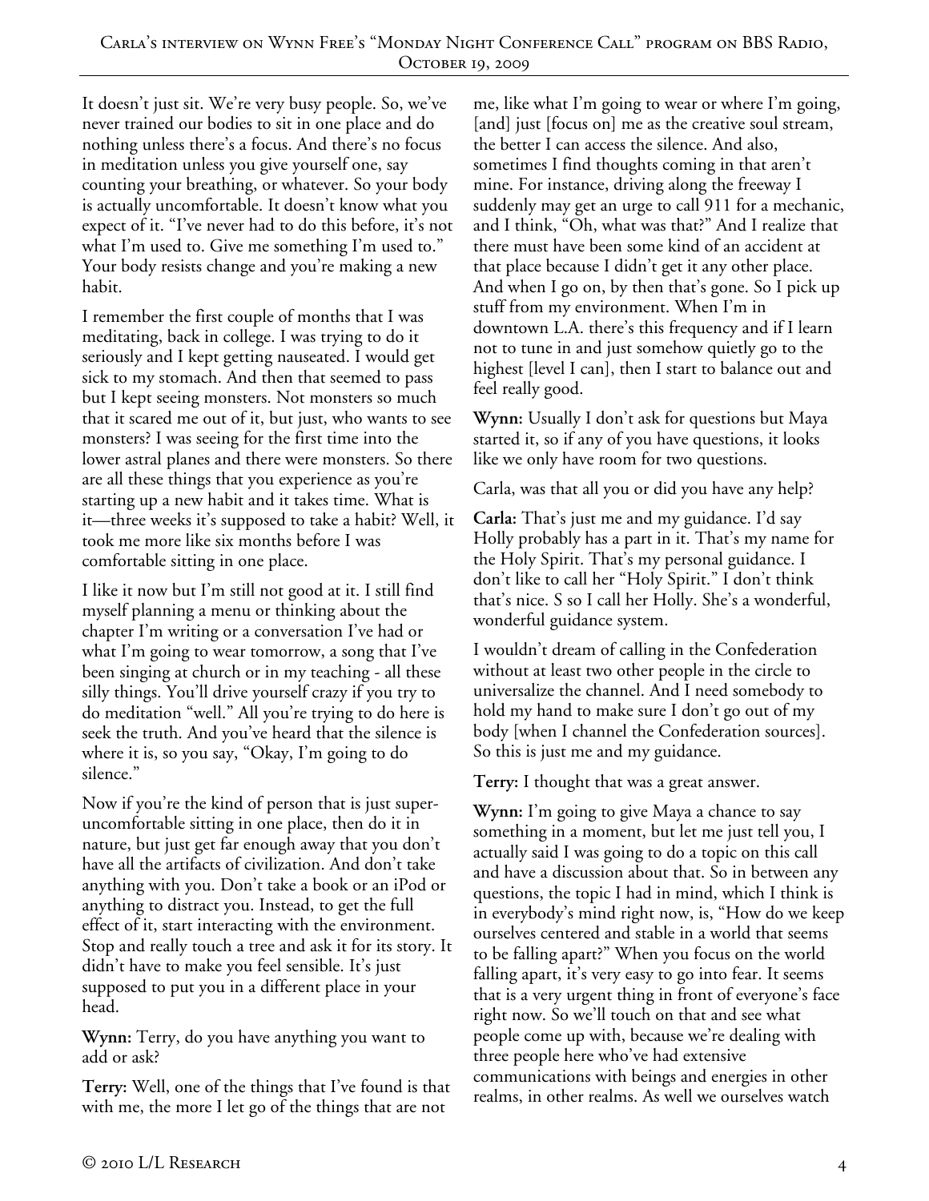It doesn't just sit. We're very busy people. So, we've never trained our bodies to sit in one place and do nothing unless there's a focus. And there's no focus in meditation unless you give yourself one, say counting your breathing, or whatever. So your body is actually uncomfortable. It doesn't know what you expect of it. "I've never had to do this before, it's not what I'm used to. Give me something I'm used to." Your body resists change and you're making a new habit.

I remember the first couple of months that I was meditating, back in college. I was trying to do it seriously and I kept getting nauseated. I would get sick to my stomach. And then that seemed to pass but I kept seeing monsters. Not monsters so much that it scared me out of it, but just, who wants to see monsters? I was seeing for the first time into the lower astral planes and there were monsters. So there are all these things that you experience as you're starting up a new habit and it takes time. What is it—three weeks it's supposed to take a habit? Well, it took me more like six months before I was comfortable sitting in one place.

I like it now but I'm still not good at it. I still find myself planning a menu or thinking about the chapter I'm writing or a conversation I've had or what I'm going to wear tomorrow, a song that I've been singing at church or in my teaching - all these silly things. You'll drive yourself crazy if you try to do meditation "well." All you're trying to do here is seek the truth. And you've heard that the silence is where it is, so you say, "Okay, I'm going to do silence."

Now if you're the kind of person that is just super-uncomfortable sitting in one place, then do it in nature, but just get far enough away that you don't have all the artifacts of civilization. And don't take anything with you. Don't take a book or an iPod or anything to distract you. Instead, to get the full effect of it, start interacting with the environment. Stop and really touch a tree and ask it for its story. It didn't have to make you feel sensible. It's just supposed to put you in a different place in your head.

**Wynn:** Terry, do you have anything you want to add or ask?

**Terry:** Well, one of the things that I've found is that with me, the more I let go of the things that are not me, like what I'm going to wear or where I'm going, [and] just [focus on] me as the creative soul stream, the better I can access the silence. And also, sometimes I find thoughts coming in that aren't mine. For instance, driving along the freeway I suddenly may get an urge to call 911 for a mechanic, and I think, "Oh, what was that?" And I realize that there must have been some kind of an accident at that place because I didn't get it any other place. And when I go on, by then that's gone. So I pick up stuff from my environment. When I'm in downtown L.A. there's this frequency and if I learn not to tune in and just somehow quietly go to the highest [level I can], then I start to balance out and feel really good.

**Wynn:** Usually I don't ask for questions but Maya started it, so if any of you have questions, it looks like we only have room for two questions.

Carla, was that all you or did you have any help?

**Carla:** That's just me and my guidance. I'd say Holly probably has a part in it. That's my name for the Holy Spirit. That's my personal guidance. I don't like to call her "Holy Spirit." I don't think that's nice. S so I call her Holly. She's a wonderful, wonderful guidance system.

I wouldn't dream of calling in the Confederation without at least two other people in the circle to universalize the channel. And I need somebody to hold my hand to make sure I don't go out of my body [when I channel the Confederation sources]. So this is just me and my guidance.

**Terry:** I thought that was a great answer.

**Wynn:** I'm going to give Maya a chance to say something in a moment, but let me just tell you, I actually said I was going to do a topic on this call and have a discussion about that. So in between any questions, the topic I had in mind, which I think is in everybody's mind right now, is, "How do we keep ourselves centered and stable in a world that seems to be falling apart?" When you focus on the world falling apart, it's very easy to go into fear. It seems that is a very urgent thing in front of everyone's face right now. So we'll touch on that and see what people come up with, because we're dealing with three people here who've had extensive communications with beings and energies in other realms, in other realms. As well we ourselves watch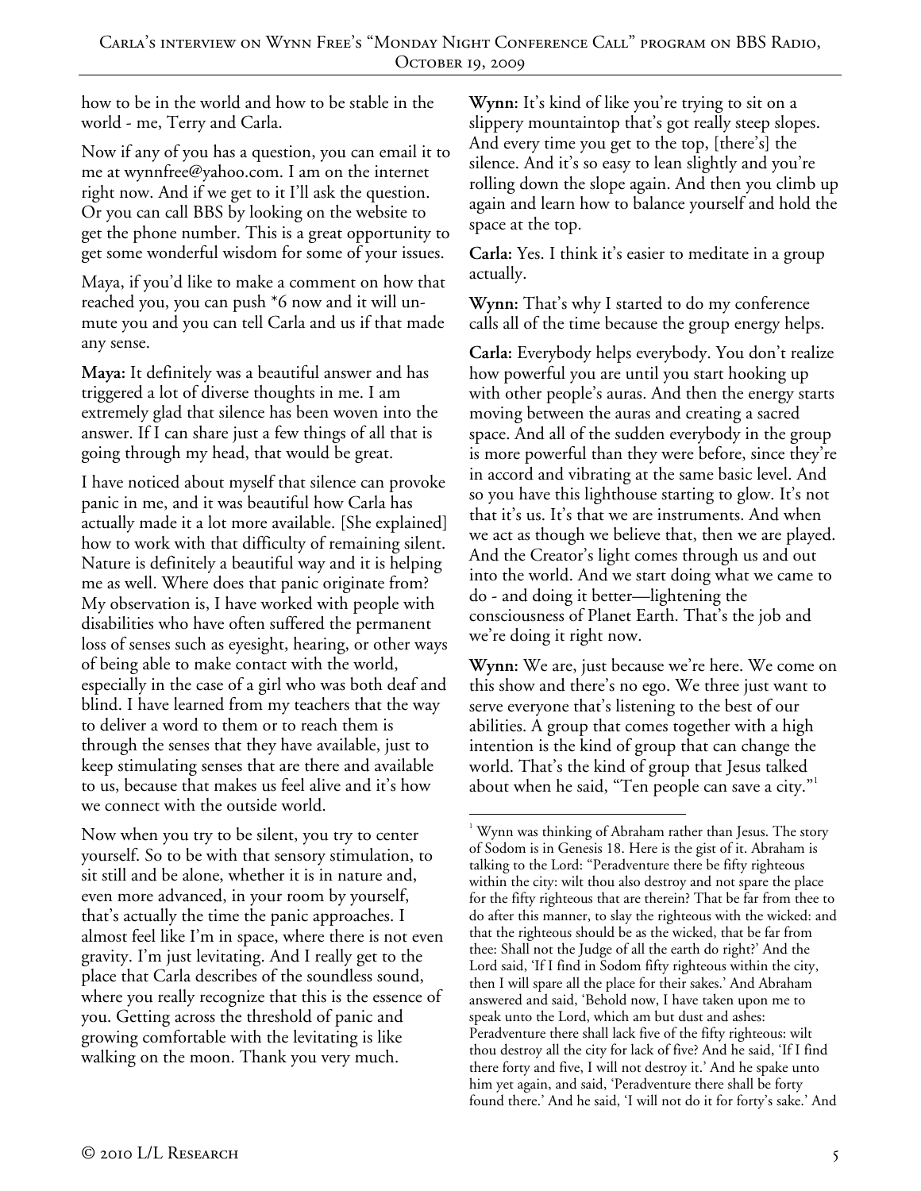how to be in the world and how to be stable in the world - me, Terry and Carla.

Now if any of you has a question, you can email it to me at wynnfree@yahoo.com. I am on the internet right now. And if we get to it I'll ask the question. Or you can call BBS by looking on the website to get the phone number. This is a great opportunity to get some wonderful wisdom for some of your issues.

Maya, if you'd like to make a comment on how that reached you, you can push *6 now and it will un-mute you and you can tell Carla and us if that made any sense.

**Maya:** It definitely was a beautiful answer and has triggered a lot of diverse thoughts in me. I am extremely glad that silence has been woven into the answer. If I can share just a few things of all that is going through my head, that would be great.

I have noticed about myself that silence can provoke panic in me, and it was beautiful how Carla has actually made it a lot more available. [She explained] how to work with that difficulty of remaining silent. Nature is definitely a beautiful way and it is helping me as well. Where does that panic originate from? My observation is, I have worked with people with disabilities who have often suffered the permanent loss of senses such as eyesight, hearing, or other ways of being able to make contact with the world, especially in the case of a girl who was both deaf and blind. I have learned from my teachers that the way to deliver a word to them or to reach them is through the senses that they have available, just to keep stimulating senses that are there and available to us, because that makes us feel alive and it's how we connect with the outside world.

Now when you try to be silent, you try to center yourself. So to be with that sensory stimulation, to sit still and be alone, whether it is in nature and, even more advanced, in your room by yourself, that's actually the time the panic approaches. I almost feel like I'm in space, where there is not even gravity. I'm just levitating. And I really get to the place that Carla describes of the soundless sound, where you really recognize that this is the essence of you. Getting across the threshold of panic and growing comfortable with the levitating is like walking on the moon. Thank you very much.

**Wynn:** It's kind of like you're trying to sit on a slippery mountaintop that's got really steep slopes. And every time you get to the top, [there's] the silence. And it's so easy to lean slightly and you're rolling down the slope again. And then you climb up again and learn how to balance yourself and hold the space at the top.

**Carla:** Yes. I think it's easier to meditate in a group actually.

**Wynn:** That's why I started to do my conference calls all of the time because the group energy helps.

**Carla:** Everybody helps everybody. You don't realize how powerful you are until you start hooking up with other people's auras. And then the energy starts moving between the auras and creating a sacred space. And all of the sudden everybody in the group is more powerful than they were before, since they're in accord and vibrating at the same basic level. And so you have this lighthouse starting to glow. It's not that it's us. It's that we are instruments. And when we act as though we believe that, then we are played. And the Creator's light comes through us and out into the world. And we start doing what we came to do - and doing it better—lightening the consciousness of Planet Earth. That's the job and we're doing it right now.

**Wynn:** We are, just because we're here. We come on this show and there's no ego. We three just want to serve everyone that's listening to the best of our abilities. A group that comes together with a high intention is the kind of group that can change the world. That's the kind of group that Jesus talked about when he said, "Ten people can save a city."[1]

---

[1] Wynn was thinking of Abraham rather than Jesus. The story of Sodom is in Genesis 18. Here is the gist of it. Abraham is talking to the Lord: "Peradventure there be fifty righteous within the city: wilt thou also destroy and not spare the place for the fifty righteous that are therein? That be far from thee to do after this manner, to slay the righteous with the wicked: and that the righteous should be as the wicked, that be far from thee: Shall not the Judge of all the earth do right?' And the Lord said, 'If I find in Sodom fifty righteous within the city, then I will spare all the place for their sakes.' And Abraham answered and said, 'Behold now, I have taken upon me to speak unto the Lord, which am but dust and ashes: Peradventure there shall lack five of the fifty righteous: wilt thou destroy all the city for lack of five? And he said, 'If I find there forty and five, I will not destroy it.' And he spake unto him yet again, and said, 'Peradventure there shall be forty found there.' And he said, 'I will not do it for forty's sake.' And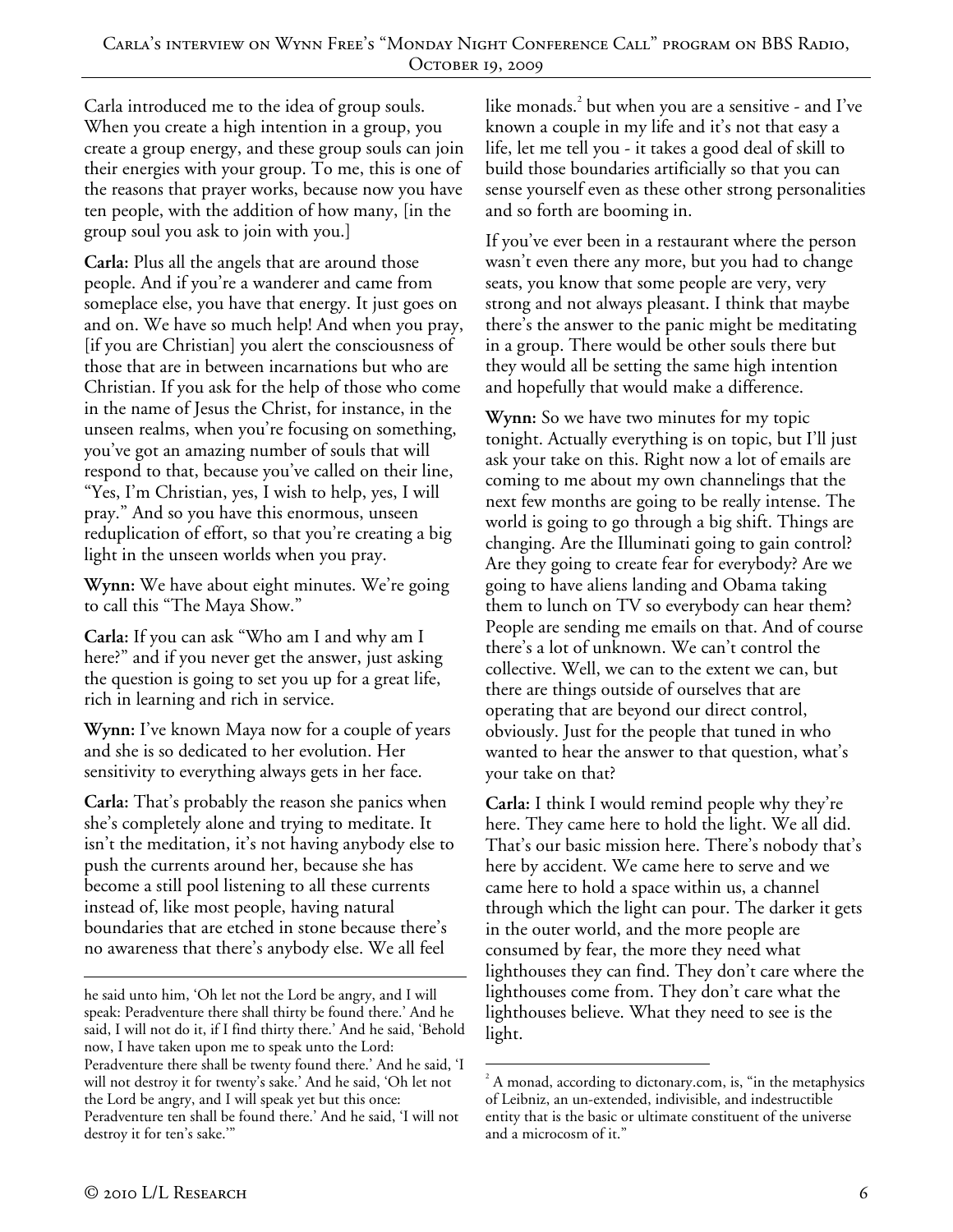Carla introduced me to the idea of group souls. When you create a high intention in a group, you create a group energy, and these group souls can join their energies with your group. To me, this is one of the reasons that prayer works, because now you have ten people, with the addition of how many, [in the group soul you ask to join with you.]

**Carla:** Plus all the angels that are around those people. And if you're a wanderer and came from someplace else, you have that energy. It just goes on and on. We have so much help! And when you pray, [if you are Christian] you alert the consciousness of those that are in between incarnations but who are Christian. If you ask for the help of those who come in the name of Jesus the Christ, for instance, in the unseen realms, when you're focusing on something, you've got an amazing number of souls that will respond to that, because you've called on their line, "Yes, I'm Christian, yes, I wish to help, yes, I will pray." And so you have this enormous, unseen reduplication of effort, so that you're creating a big light in the unseen worlds when you pray.

**Wynn:** We have about eight minutes. We're going to call this "The Maya Show."

**Carla:** If you can ask "Who am I and why am I here?" and if you never get the answer, just asking the question is going to set you up for a great life, rich in learning and rich in service.

**Wynn:** I've known Maya now for a couple of years and she is so dedicated to her evolution. Her sensitivity to everything always gets in her face.

**Carla:** That's probably the reason she panics when she's completely alone and trying to meditate. It isn't the meditation, it's not having anybody else to push the currents around her, because she has become a still pool listening to all these currents instead of, like most people, having natural boundaries that are etched in stone because there's no awareness that there's anybody else. We all feel like monads.[2] but when you are a sensitive - and I've known a couple in my life and it's not that easy a life, let me tell you - it takes a good deal of skill to build those boundaries artificially so that you can sense yourself even as these other strong personalities and so forth are booming in.

If you've ever been in a restaurant where the person wasn't even there any more, but you had to change seats, you know that some people are very, very strong and not always pleasant. I think that maybe there's the answer to the panic might be meditating in a group. There would be other souls there but they would all be setting the same high intention and hopefully that would make a difference.

**Wynn:** So we have two minutes for my topic tonight. Actually everything is on topic, but I'll just ask your take on this. Right now a lot of emails are coming to me about my own channelings that the next few months are going to be really intense. The world is going to go through a big shift. Things are changing. Are the Illuminati going to gain control? Are they going to create fear for everybody? Are we going to have aliens landing and Obama taking them to lunch on TV so everybody can hear them? People are sending me emails on that. And of course there's a lot of unknown. We can't control the collective. Well, we can to the extent we can, but there are things outside of ourselves that are operating that are beyond our direct control, obviously. Just for the people that tuned in who wanted to hear the answer to that question, what's your take on that?

**Carla:** I think I would remind people why they're here. They came here to hold the light. We all did. That's our basic mission here. There's nobody that's here by accident. We came here to serve and we came here to hold a space within us, a channel through which the light can pour. The darker it gets in the outer world, and the more people are consumed by fear, the more they need what lighthouses they can find. They don't care where the lighthouses come from. They don't care what the lighthouses believe. What they need to see is the light.

---

he said unto him, 'Oh let not the Lord be angry, and I will speak: Peradventure there shall thirty be found there.' And he said, I will not do it, if I find thirty there.' And he said, 'Behold now, I have taken upon me to speak unto the Lord: Peradventure there shall be twenty found there.' And he said, 'I will not destroy it for twenty's sake.' And he said, 'Oh let not the Lord be angry, and I will speak yet but this once: Peradventure ten shall be found there.' And he said, 'I will not destroy it for ten's sake.'"

[2] A monad, according to dictonary.com, is, "in the metaphysics of Leibniz, an un-extended, indivisible, and indestructible entity that is the basic or ultimate constituent of the universe and a microcosm of it."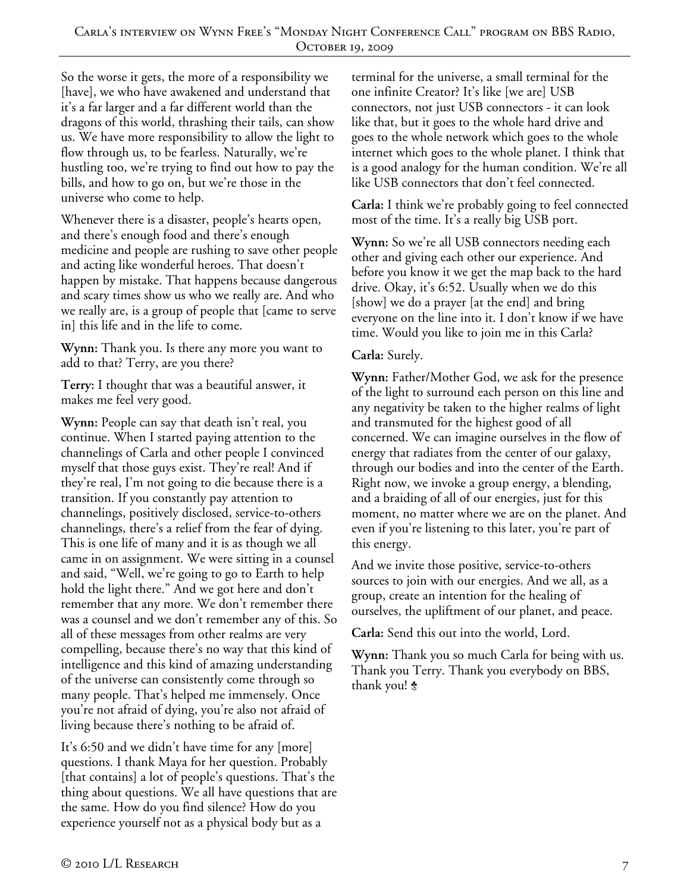So the worse it gets, the more of a responsibility we [have], we who have awakened and understand that it's a far larger and a far different world than the dragons of this world, thrashing their tails, can show us. We have more responsibility to allow the light to flow through us, to be fearless. Naturally, we're hustling too, we're trying to find out how to pay the bills, and how to go on, but we're those in the universe who come to help.

Whenever there is a disaster, people's hearts open, and there's enough food and there's enough medicine and people are rushing to save other people and acting like wonderful heroes. That doesn't happen by mistake. That happens because dangerous and scary times show us who we really are. And who we really are, is a group of people that [came to serve in] this life and in the life to come.

**Wynn:** Thank you. Is there any more you want to add to that? Terry, are you there?

**Terry:** I thought that was a beautiful answer, it makes me feel very good.

**Wynn:** People can say that death isn't real, you continue. When I started paying attention to the channelings of Carla and other people I convinced myself that those guys exist. They're real! And if they're real, I'm not going to die because there is a transition. If you constantly pay attention to channelings, positively disclosed, service-to-others channelings, there's a relief from the fear of dying. This is one life of many and it is as though we all came in on assignment. We were sitting in a counsel and said, "Well, we're going to go to Earth to help hold the light there." And we got here and don't remember that any more. We don't remember there was a counsel and we don't remember any of this. So all of these messages from other realms are very compelling, because there's no way that this kind of intelligence and this kind of amazing understanding of the universe can consistently come through so many people. That's helped me immensely. Once you're not afraid of dying, you're also not afraid of living because there's nothing to be afraid of.

It's 6:50 and we didn't have time for any [more] questions. I thank Maya for her question. Probably [that contains] a lot of people's questions. That's the thing about questions. We all have questions that are the same. How do you find silence? How do you experience yourself not as a physical body but as a terminal for the universe, a small terminal for the one infinite Creator? It's like [we are] USB connectors, not just USB connectors - it can look like that, but it goes to the whole hard drive and goes to the whole network which goes to the whole internet which goes to the whole planet. I think that is a good analogy for the human condition. We're all like USB connectors that don't feel connected.

**Carla:** I think we're probably going to feel connected most of the time. It's a really big USB port.

**Wynn:** So we're all USB connectors needing each other and giving each other our experience. And before you know it we get the map back to the hard drive. Okay, it's 6:52. Usually when we do this [show] we do a prayer [at the end] and bring everyone on the line into it. I don't know if we have time. Would you like to join me in this Carla?

**Carla:** Surely.

**Wynn:** Father/Mother God, we ask for the presence of the light to surround each person on this line and any negativity be taken to the higher realms of light and transmuted for the highest good of all concerned. We can imagine ourselves in the flow of energy that radiates from the center of our galaxy, through our bodies and into the center of the Earth. Right now, we invoke a group energy, a blending, and a braiding of all of our energies, just for this moment, no matter where we are on the planet. And even if you're listening to this later, you're part of this energy.

And we invite those positive, service-to-others sources to join with our energies. And we all, as a group, create an intention for the healing of ourselves, the upliftment of our planet, and peace.

**Carla:** Send this out into the world, Lord.

**Wynn:** Thank you so much Carla for being with us. Thank you Terry. Thank you everybody on BBS, thank you!